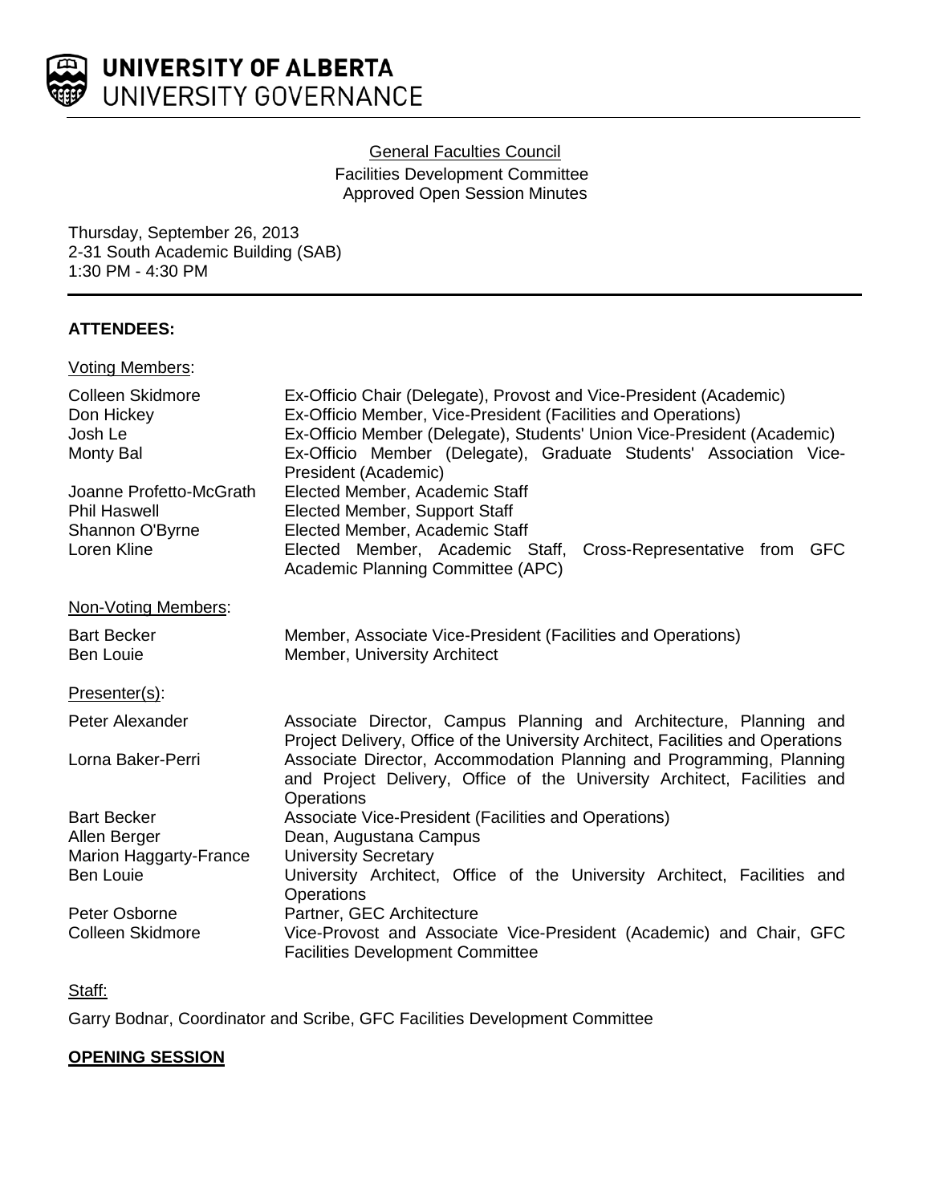**UNIVERSITY OF ALBERTA**
UNIVERSITY GOVERNANCE

General Faculties Council
Facilities Development Committee
Approved Open Session Minutes

Thursday, September 26, 2013
2-31 South Academic Building (SAB)
1:30 PM - 4:30 PM

**ATTENDEES:**

Voting Members:

| | |
|---|---|
| Colleen Skidmore | Ex-Officio Chair (Delegate), Provost and Vice-President (Academic) |
| Don Hickey | Ex-Officio Member, Vice-President (Facilities and Operations) |
| Josh Le | Ex-Officio Member (Delegate), Students' Union Vice-President (Academic) |
| Monty Bal | Ex-Officio Member (Delegate), Graduate Students' Association Vice-President (Academic) |
| Joanne Profetto-McGrath | Elected Member, Academic Staff |
| Phil Haswell | Elected Member, Support Staff |
| Shannon O'Byrne | Elected Member, Academic Staff |
| Loren Kline | Elected Member, Academic Staff, Cross-Representative from GFC Academic Planning Committee (APC) |

Non-Voting Members:

| | |
|---|---|
| Bart Becker | Member, Associate Vice-President (Facilities and Operations) |
| Ben Louie | Member, University Architect |

Presenter(s):

| | |
|---|---|
| Peter Alexander | Associate Director, Campus Planning and Architecture, Planning and Project Delivery, Office of the University Architect, Facilities and Operations |
| Lorna Baker-Perri | Associate Director, Accommodation Planning and Programming, Planning and Project Delivery, Office of the University Architect, Facilities and Operations |
| Bart Becker | Associate Vice-President (Facilities and Operations) |
| Allen Berger | Dean, Augustana Campus |
| Marion Haggarty-France | University Secretary |
| Ben Louie | University Architect, Office of the University Architect, Facilities and Operations |
| Peter Osborne | Partner, GEC Architecture |
| Colleen Skidmore | Vice-Provost and Associate Vice-President (Academic) and Chair, GFC Facilities Development Committee |

Staff:

Garry Bodnar, Coordinator and Scribe, GFC Facilities Development Committee

**OPENING SESSION**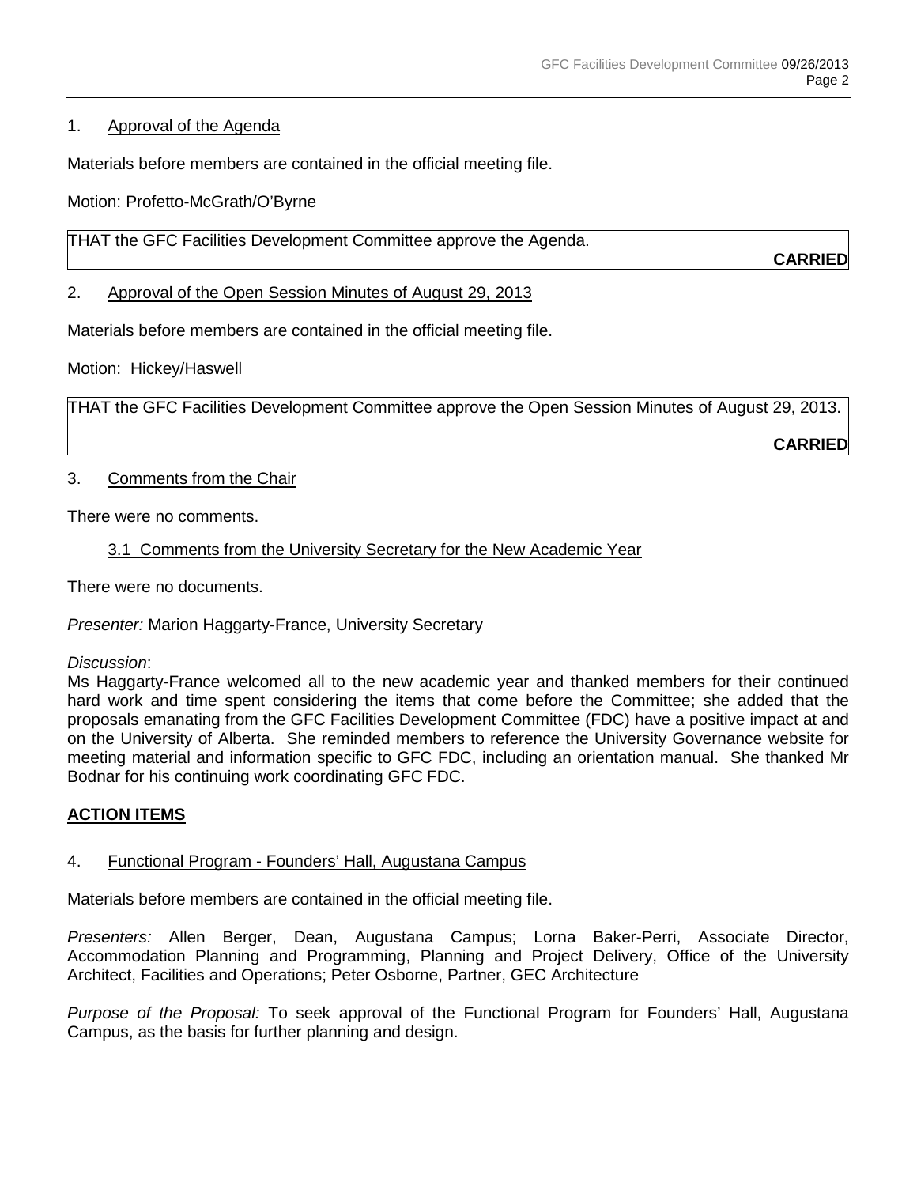1. Approval of the Agenda

Materials before members are contained in the official meeting file.

Motion: Profetto-McGrath/O'Byrne

> THAT the GFC Facilities Development Committee approve the Agenda.
>
> **CARRIED**

2. Approval of the Open Session Minutes of August 29, 2013

Materials before members are contained in the official meeting file.

Motion: Hickey/Haswell

> THAT the GFC Facilities Development Committee approve the Open Session Minutes of August 29, 2013.
>
> **CARRIED**

3. Comments from the Chair

There were no comments.

3.1 Comments from the University Secretary for the New Academic Year

There were no documents.

*Presenter:* Marion Haggarty-France, University Secretary

*Discussion*:
Ms Haggarty-France welcomed all to the new academic year and thanked members for their continued hard work and time spent considering the items that come before the Committee; she added that the proposals emanating from the GFC Facilities Development Committee (FDC) have a positive impact at and on the University of Alberta. She reminded members to reference the University Governance website for meeting material and information specific to GFC FDC, including an orientation manual. She thanked Mr Bodnar for his continuing work coordinating GFC FDC.

**ACTION ITEMS**

4. Functional Program - Founders' Hall, Augustana Campus

Materials before members are contained in the official meeting file.

*Presenters:* Allen Berger, Dean, Augustana Campus; Lorna Baker-Perri, Associate Director, Accommodation Planning and Programming, Planning and Project Delivery, Office of the University Architect, Facilities and Operations; Peter Osborne, Partner, GEC Architecture

*Purpose of the Proposal:* To seek approval of the Functional Program for Founders' Hall, Augustana Campus, as the basis for further planning and design.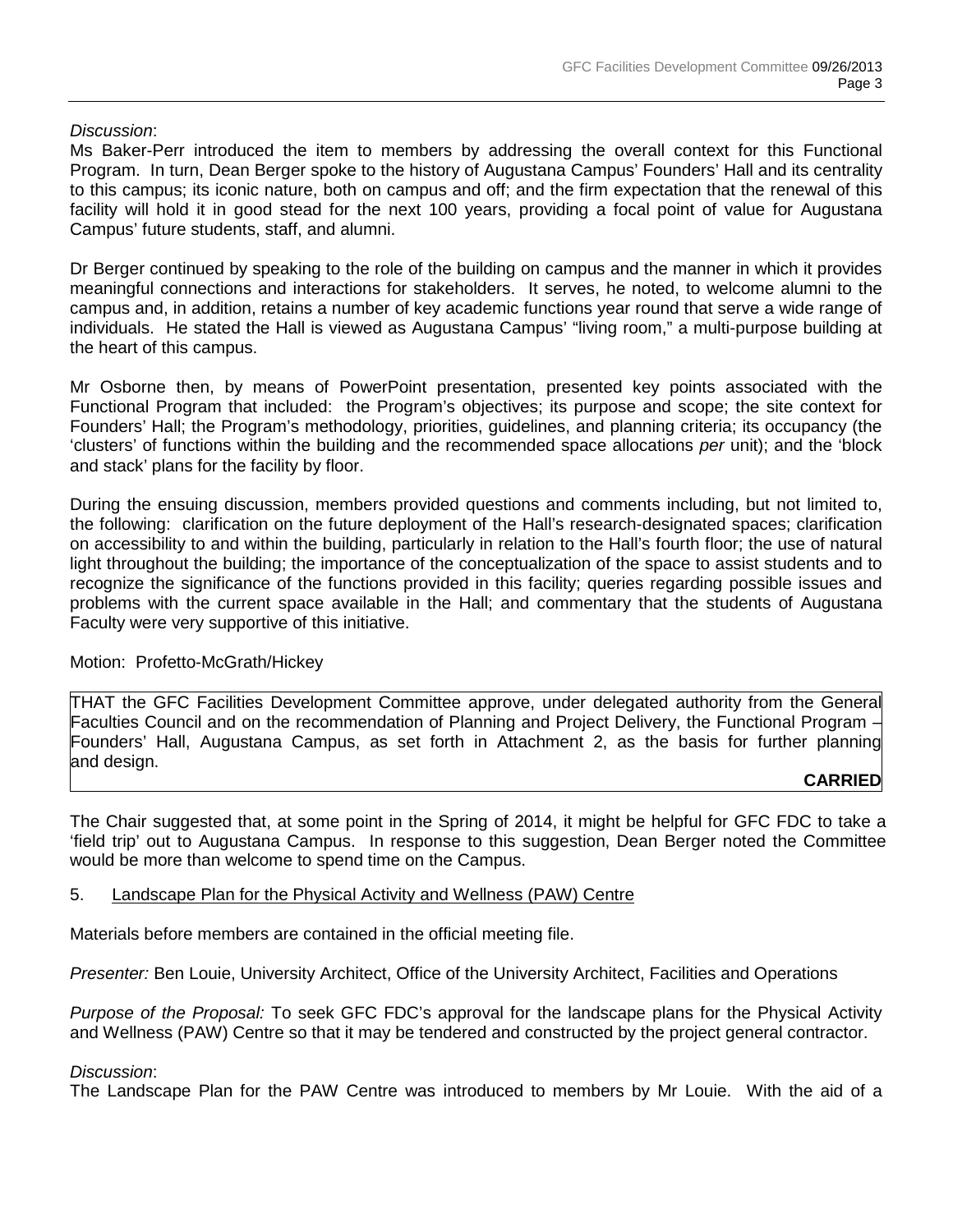*Discussion*:

Ms Baker-Perr introduced the item to members by addressing the overall context for this Functional Program. In turn, Dean Berger spoke to the history of Augustana Campus' Founders' Hall and its centrality to this campus; its iconic nature, both on campus and off; and the firm expectation that the renewal of this facility will hold it in good stead for the next 100 years, providing a focal point of value for Augustana Campus' future students, staff, and alumni.

Dr Berger continued by speaking to the role of the building on campus and the manner in which it provides meaningful connections and interactions for stakeholders. It serves, he noted, to welcome alumni to the campus and, in addition, retains a number of key academic functions year round that serve a wide range of individuals. He stated the Hall is viewed as Augustana Campus' "living room," a multi-purpose building at the heart of this campus.

Mr Osborne then, by means of PowerPoint presentation, presented key points associated with the Functional Program that included: the Program's objectives; its purpose and scope; the site context for Founders' Hall; the Program's methodology, priorities, guidelines, and planning criteria; its occupancy (the 'clusters' of functions within the building and the recommended space allocations *per* unit); and the 'block and stack' plans for the facility by floor.

During the ensuing discussion, members provided questions and comments including, but not limited to, the following: clarification on the future deployment of the Hall's research-designated spaces; clarification on accessibility to and within the building, particularly in relation to the Hall's fourth floor; the use of natural light throughout the building; the importance of the conceptualization of the space to assist students and to recognize the significance of the functions provided in this facility; queries regarding possible issues and problems with the current space available in the Hall; and commentary that the students of Augustana Faculty were very supportive of this initiative.

Motion: Profetto-McGrath/Hickey

THAT the GFC Facilities Development Committee approve, under delegated authority from the General Faculties Council and on the recommendation of Planning and Project Delivery, the Functional Program – Founders' Hall, Augustana Campus, as set forth in Attachment 2, as the basis for further planning and design.

**CARRIED**

The Chair suggested that, at some point in the Spring of 2014, it might be helpful for GFC FDC to take a 'field trip' out to Augustana Campus. In response to this suggestion, Dean Berger noted the Committee would be more than welcome to spend time on the Campus.

5. Landscape Plan for the Physical Activity and Wellness (PAW) Centre

Materials before members are contained in the official meeting file.

*Presenter:* Ben Louie, University Architect, Office of the University Architect, Facilities and Operations

*Purpose of the Proposal:* To seek GFC FDC's approval for the landscape plans for the Physical Activity and Wellness (PAW) Centre so that it may be tendered and constructed by the project general contractor.

*Discussion*:

The Landscape Plan for the PAW Centre was introduced to members by Mr Louie. With the aid of a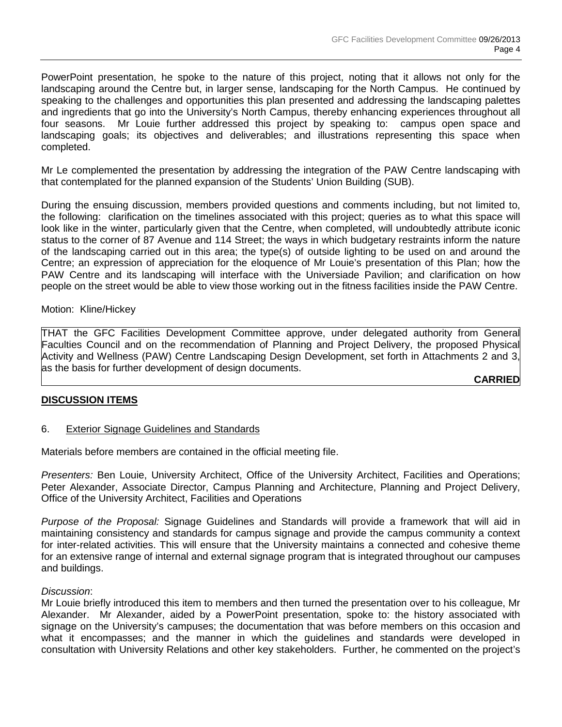PowerPoint presentation, he spoke to the nature of this project, noting that it allows not only for the landscaping around the Centre but, in larger sense, landscaping for the North Campus. He continued by speaking to the challenges and opportunities this plan presented and addressing the landscaping palettes and ingredients that go into the University's North Campus, thereby enhancing experiences throughout all four seasons. Mr Louie further addressed this project by speaking to: campus open space and landscaping goals; its objectives and deliverables; and illustrations representing this space when completed.

Mr Le complemented the presentation by addressing the integration of the PAW Centre landscaping with that contemplated for the planned expansion of the Students' Union Building (SUB).

During the ensuing discussion, members provided questions and comments including, but not limited to, the following: clarification on the timelines associated with this project; queries as to what this space will look like in the winter, particularly given that the Centre, when completed, will undoubtedly attribute iconic status to the corner of 87 Avenue and 114 Street; the ways in which budgetary restraints inform the nature of the landscaping carried out in this area; the type(s) of outside lighting to be used on and around the Centre; an expression of appreciation for the eloquence of Mr Louie's presentation of this Plan; how the PAW Centre and its landscaping will interface with the Universiade Pavilion; and clarification on how people on the street would be able to view those working out in the fitness facilities inside the PAW Centre.

Motion: Kline/Hickey

THAT the GFC Facilities Development Committee approve, under delegated authority from General Faculties Council and on the recommendation of Planning and Project Delivery, the proposed Physical Activity and Wellness (PAW) Centre Landscaping Design Development, set forth in Attachments 2 and 3, as the basis for further development of design documents.

**CARRIED**

## DISCUSSION ITEMS

### 6. Exterior Signage Guidelines and Standards

Materials before members are contained in the official meeting file.

*Presenters:* Ben Louie, University Architect, Office of the University Architect, Facilities and Operations; Peter Alexander, Associate Director, Campus Planning and Architecture, Planning and Project Delivery, Office of the University Architect, Facilities and Operations

*Purpose of the Proposal:* Signage Guidelines and Standards will provide a framework that will aid in maintaining consistency and standards for campus signage and provide the campus community a context for inter-related activities. This will ensure that the University maintains a connected and cohesive theme for an extensive range of internal and external signage program that is integrated throughout our campuses and buildings.

*Discussion*:
Mr Louie briefly introduced this item to members and then turned the presentation over to his colleague, Mr Alexander. Mr Alexander, aided by a PowerPoint presentation, spoke to: the history associated with signage on the University's campuses; the documentation that was before members on this occasion and what it encompasses; and the manner in which the guidelines and standards were developed in consultation with University Relations and other key stakeholders. Further, he commented on the project's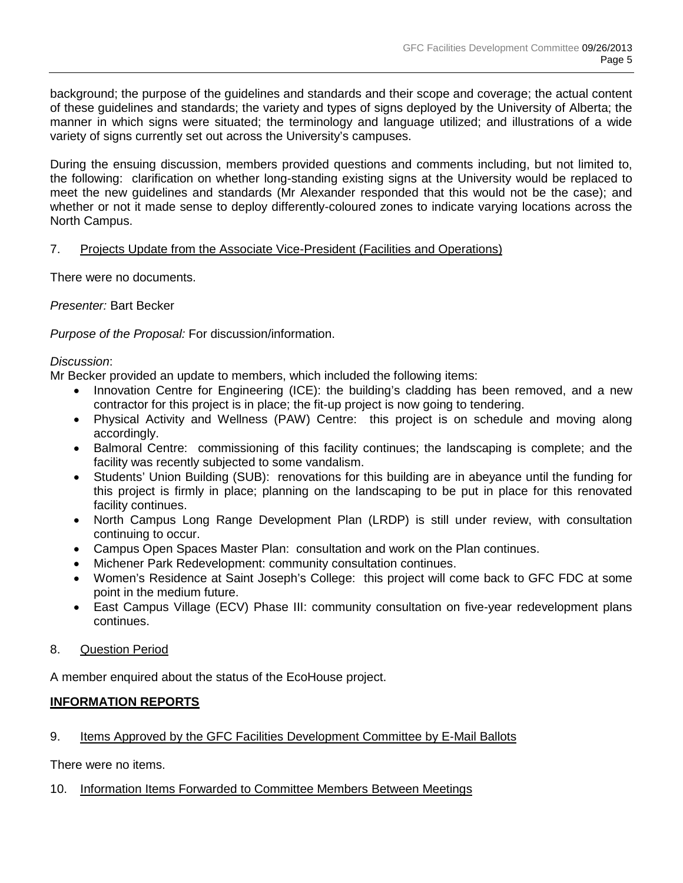background; the purpose of the guidelines and standards and their scope and coverage; the actual content of these guidelines and standards; the variety and types of signs deployed by the University of Alberta; the manner in which signs were situated; the terminology and language utilized; and illustrations of a wide variety of signs currently set out across the University's campuses.

During the ensuing discussion, members provided questions and comments including, but not limited to, the following: clarification on whether long-standing existing signs at the University would be replaced to meet the new guidelines and standards (Mr Alexander responded that this would not be the case); and whether or not it made sense to deploy differently-coloured zones to indicate varying locations across the North Campus.

7. Projects Update from the Associate Vice-President (Facilities and Operations)

There were no documents.

*Presenter:* Bart Becker

*Purpose of the Proposal:* For discussion/information.

*Discussion*:

Mr Becker provided an update to members, which included the following items:

- Innovation Centre for Engineering (ICE): the building's cladding has been removed, and a new contractor for this project is in place; the fit-up project is now going to tendering.
- Physical Activity and Wellness (PAW) Centre: this project is on schedule and moving along accordingly.
- Balmoral Centre: commissioning of this facility continues; the landscaping is complete; and the facility was recently subjected to some vandalism.
- Students' Union Building (SUB): renovations for this building are in abeyance until the funding for this project is firmly in place; planning on the landscaping to be put in place for this renovated facility continues.
- North Campus Long Range Development Plan (LRDP) is still under review, with consultation continuing to occur.
- Campus Open Spaces Master Plan: consultation and work on the Plan continues.
- Michener Park Redevelopment: community consultation continues.
- Women's Residence at Saint Joseph's College: this project will come back to GFC FDC at some point in the medium future.
- East Campus Village (ECV) Phase III: community consultation on five-year redevelopment plans continues.

8. Question Period

A member enquired about the status of the EcoHouse project.

**INFORMATION REPORTS**

9. Items Approved by the GFC Facilities Development Committee by E-Mail Ballots

There were no items.

10. Information Items Forwarded to Committee Members Between Meetings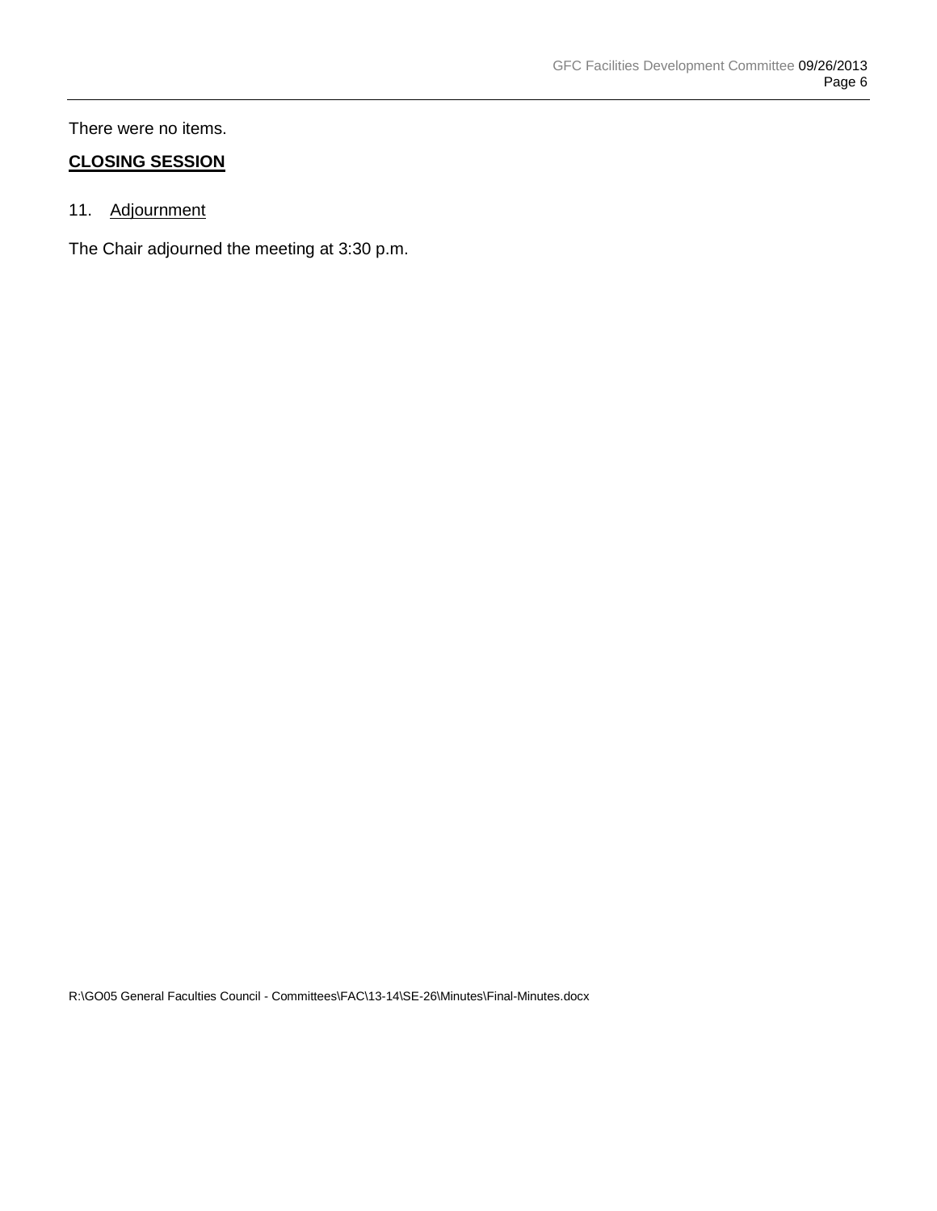There were no items.

**CLOSING SESSION**

11. Adjournment

The Chair adjourned the meeting at 3:30 p.m.

R:\GO05 General Faculties Council - Committees\FAC\13-14\SE-26\Minutes\Final-Minutes.docx